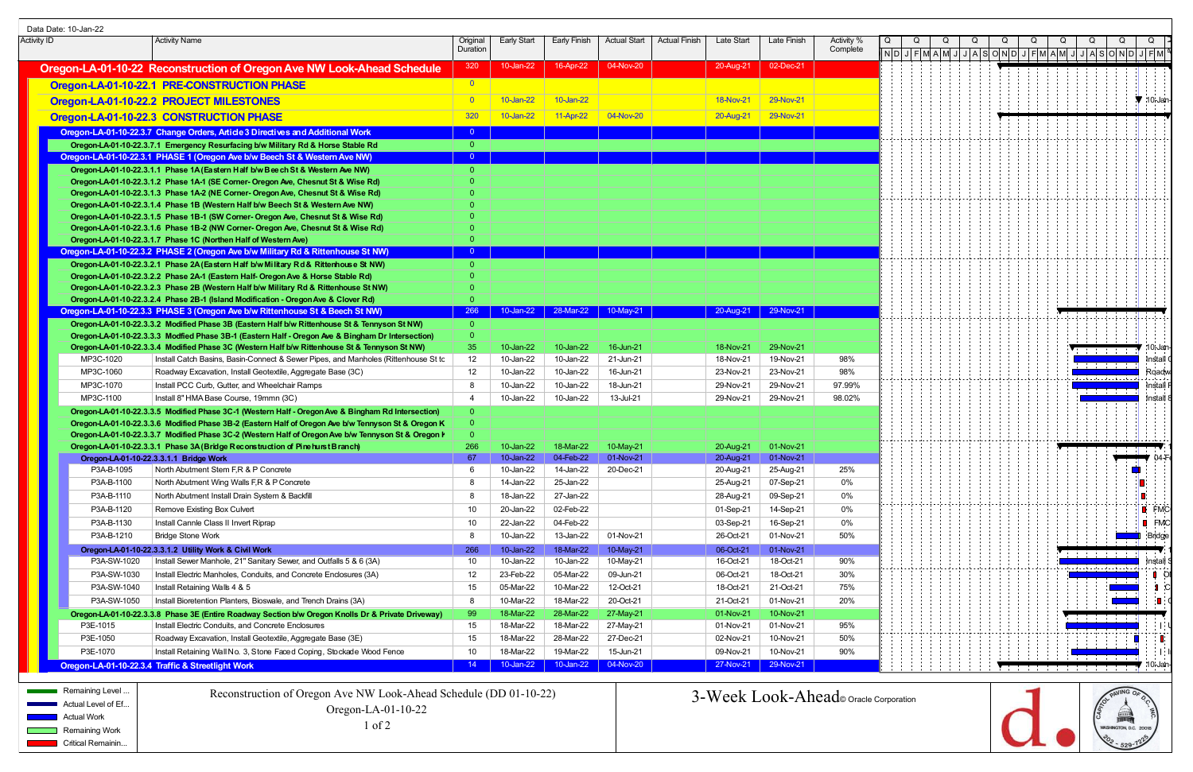Data Date: 10-Jan-22

| Activity ID | Activity Name | Original Duration | Early Start | Early Finish | Actual Start | Actual Finish | Late Start | Late Finish | Activity % Complete |
|---|---|---|---|---|---|---|---|---|---|
| **Oregon-LA-01-10-22 Reconstruction of Oregon Ave NW Look-Ahead Schedule** | | 320 | 10-Jan-22 | 16-Apr-22 | 04-Nov-20 | | 20-Aug-21 | 02-Dec-21 | |
| **Oregon-LA-01-10-22.1 PRE-CONSTRUCTION PHASE** | | 0 | | | | | | | |
| **Oregon-LA-01-10-22.2 PROJECT MILESTONES** | | 0 | 10-Jan-22 | 10-Jan-22 | | | 18-Nov-21 | 29-Nov-21 | |
| **Oregon-LA-01-10-22.3 CONSTRUCTION PHASE** | | 320 | 10-Jan-22 | 11-Apr-22 | 04-Nov-20 | | 20-Aug-21 | 29-Nov-21 | |
| **Oregon-LA-01-10-22.3.7 Change Orders, Article 3 Directives and Additional Work** | | 0 | | | | | | | |
| **Oregon-LA-01-10-22.3.7.1 Emergency Resurfacing b/w Military Rd & Horse Stable Rd** | | 0 | | | | | | | |
| **Oregon-LA-01-10-22.3.1 PHASE 1 (Oregon Ave b/w Beech St & Western Ave NW)** | | 0 | | | | | | | |
| **Oregon-LA-01-10-22.3.1.1 Phase 1A (Eastern Half b/w Beech St & Western Ave NW)** | | 0 | | | | | | | |
| **Oregon-LA-01-10-22.3.1.2 Phase 1A-1 (SE Corner- Oregon Ave, Chesnut St & Wise Rd)** | | 0 | | | | | | | |
| **Oregon-LA-01-10-22.3.1.3 Phase 1A-2 (NE Corner- Oregon Ave, Chesnut St & Wise Rd)** | | 0 | | | | | | | |
| **Oregon-LA-01-10-22.3.1.4 Phase 1B (Western Half b/w Beech St & Western Ave NW)** | | 0 | | | | | | | |
| **Oregon-LA-01-10-22.3.1.5 Phase 1B-1 (SW Corner- Oregon Ave, Chesnut St & Wise Rd)** | | 0 | | | | | | | |
| **Oregon-LA-01-10-22.3.1.6 Phase 1B-2 (NW Corner- Oregon Ave, Chesnut St & Wise Rd)** | | 0 | | | | | | | |
| **Oregon-LA-01-10-22.3.1.7 Phase 1C (Northen Half of Western Ave)** | | 0 | | | | | | | |
| **Oregon-LA-01-10-22.3.2 PHASE 2 (Oregon Ave b/w Military Rd & Rittenhouse St NW)** | | 0 | | | | | | | |
| **Oregon-LA-01-10-22.3.2.1 Phase 2A (Eastern Half b/w Military Rd & Rittenhouse St NW)** | | 0 | | | | | | | |
| **Oregon-LA-01-10-22.3.2.2 Phase 2A-1 (Eastern Half- Oregon Ave & Horse Stable Rd)** | | 0 | | | | | | | |
| **Oregon-LA-01-10-22.3.2.3 Phase 2B (Western Half b/w Military Rd & Rittenhouse St NW)** | | 0 | | | | | | | |
| **Oregon-LA-01-10-22.3.2.4 Phase 2B-1 (Island Modification - Oregon Ave & Clover Rd)** | | 0 | | | | | | | |
| **Oregon-LA-01-10-22.3.3 PHASE 3 (Oregon Ave b/w Rittenhouse St & Beech St NW)** | | 266 | 10-Jan-22 | 28-Mar-22 | 10-May-21 | | 20-Aug-21 | 29-Nov-21 | |
| **Oregon-LA-01-10-22.3.3.2 Modified Phase 3B (Eastern Half b/w Rittenhouse St & Tennyson St NW)** | | 0 | | | | | | | |
| **Oregon-LA-01-10-22.3.3.3 Modfied Phase 3B-1 (Eastern Half - Oregon Ave & Bingham Dr Intersection)** | | 0 | | | | | | | |
| **Oregon-LA-01-10-22.3.3.4 Modified Phase 3C (Western Half b/w Rittenhouse St & Tennyson St NW)** | | 35 | 10-Jan-22 | 10-Jan-22 | 16-Jun-21 | | 18-Nov-21 | 29-Nov-21 | |
| MP3C-1020 | Install Catch Basins, Basin-Connect & Sewer Pipes, and Manholes (Rittenhouse St tc | 12 | 10-Jan-22 | 10-Jan-22 | 21-Jun-21 | | 18-Nov-21 | 19-Nov-21 | 98% |
| MP3C-1060 | Roadway Excavation, Install Geotextile, Aggregate Base (3C) | 12 | 10-Jan-22 | 10-Jan-22 | 16-Jun-21 | | 23-Nov-21 | 23-Nov-21 | 98% |
| MP3C-1070 | Install PCC Curb, Gutter, and Wheelchair Ramps | 8 | 10-Jan-22 | 10-Jan-22 | 18-Jun-21 | | 29-Nov-21 | 29-Nov-21 | 97.99% |
| MP3C-1100 | Install 8" HMA Base Course, 19mmn (3C) | 4 | 10-Jan-22 | 10-Jan-22 | 13-Jul-21 | | 29-Nov-21 | 29-Nov-21 | 98.02% |
| **Oregon-LA-01-10-22.3.3.5 Modified Phase 3C-1 (Western Half - Oregon Ave & Bingham Rd Intersection)** | | 0 | | | | | | | |
| **Oregon-LA-01-10-22.3.3.6 Modified Phase 3B-2 (Eastern Half of Oregon Ave b/w Tennyson St & Oregon K** | | 0 | | | | | | | |
| **Oregon-LA-01-10-22.3.3.7 Modified Phase 3C-2 (Western Half of Oregon Ave b/w Tennyson St & Oregon K** | | 0 | | | | | | | |
| **Oregon-LA-01-10-22.3.3.1 Phase 3A (Bridge Reconstruction of Pinehurst Branch)** | | 266 | 10-Jan-22 | 18-Mar-22 | 10-May-21 | | 20-Aug-21 | 01-Nov-21 | |
| **Oregon-LA-01-10-22.3.3.1.1 Bridge Work** | | 67 | 10-Jan-22 | 04-Feb-22 | 01-Nov-21 | | 20-Aug-21 | 01-Nov-21 | |
| P3A-B-1095 | North Abutment Stem F,R & P Concrete | 6 | 10-Jan-22 | 14-Jan-22 | 20-Dec-21 | | 20-Aug-21 | 25-Aug-21 | 25% |
| P3A-B-1100 | North Abutment Wing Walls F,R & P Concrete | 8 | 14-Jan-22 | 25-Jan-22 | | | 25-Aug-21 | 07-Sep-21 | 0% |
| P3A-B-1110 | North Abutment Install Drain System & Backfill | 8 | 18-Jan-22 | 27-Jan-22 | | | 28-Aug-21 | 09-Sep-21 | 0% |
| P3A-B-1120 | Remove Existing Box Culvert | 10 | 20-Jan-22 | 02-Feb-22 | | | 01-Sep-21 | 14-Sep-21 | 0% |
| P3A-B-1130 | Install Cannle Class II Invert Riprap | 10 | 22-Jan-22 | 04-Feb-22 | | | 03-Sep-21 | 16-Sep-21 | 0% |
| P3A-B-1210 | Bridge Stone Work | 8 | 10-Jan-22 | 13-Jan-22 | 01-Nov-21 | | 26-Oct-21 | 01-Nov-21 | 50% |
| **Oregon-LA-01-10-22.3.3.1.2 Utility Work & Civil Work** | | 266 | 10-Jan-22 | 18-Mar-22 | 10-May-21 | | 06-Oct-21 | 01-Nov-21 | |
| P3A-SW-1020 | Install Sewer Manhole, 21" Sanitary Sewer, and Outfalls 5 & 6 (3A) | 10 | 10-Jan-22 | 10-Jan-22 | 10-May-21 | | 16-Oct-21 | 18-Oct-21 | 90% |
| P3A-SW-1030 | Install Electric Manholes, Conduits, and Concrete Enclosures (3A) | 12 | 23-Feb-22 | 05-Mar-22 | 09-Jun-21 | | 06-Oct-21 | 18-Oct-21 | 30% |
| P3A-SW-1040 | Install Retaining Walls 4 & 5 | 15 | 05-Mar-22 | 10-Mar-22 | 12-Oct-21 | | 18-Oct-21 | 21-Oct-21 | 75% |
| P3A-SW-1050 | Install Bioretention Planters, Bioswale, and Trench Drains (3A) | 8 | 10-Mar-22 | 18-Mar-22 | 20-Oct-21 | | 21-Oct-21 | 01-Nov-21 | 20% |
| **Oregon-LA-01-10-22.3.3.8 Phase 3E (Entire Roadway Section b/w Oregon Knolls Dr & Private Driveway)** | | 99 | 18-Mar-22 | 28-Mar-22 | 27-May-21 | | 01-Nov-21 | 10-Nov-21 | |
| P3E-1015 | Install Electric Conduits, and Concrete Enclosures | 15 | 18-Mar-22 | 18-Mar-22 | 27-May-21 | | 01-Nov-21 | 01-Nov-21 | 95% |
| P3E-1050 | Roadway Excavation, Install Geotextile, Aggregate Base (3E) | 15 | 18-Mar-22 | 28-Mar-22 | 27-Dec-21 | | 02-Nov-21 | 10-Nov-21 | 50% |
| P3E-1070 | Install Retaining Wall No. 3, Stone Faced Coping, Stockade Wood Fence | 10 | 18-Mar-22 | 19-Mar-22 | 15-Jun-21 | | 09-Nov-21 | 10-Nov-21 | 90% |
| **Oregon-LA-01-10-22.3.4 Traffic & Streetlight Work** | | 14 | 10-Jan-22 | 10-Jan-22 | 04-Nov-20 | | 27-Nov-21 | 29-Nov-21 | |

Legend:
- Remaining Level ...
- Actual Level of Ef...
- Actual Work
- Remaining Work
- Critical Remainin...

Reconstruction of Oregon Ave NW Look-Ahead Schedule (DD 01-10-22)
Oregon-LA-01-10-22

3-Week Look-Ahead © Oracle Corporation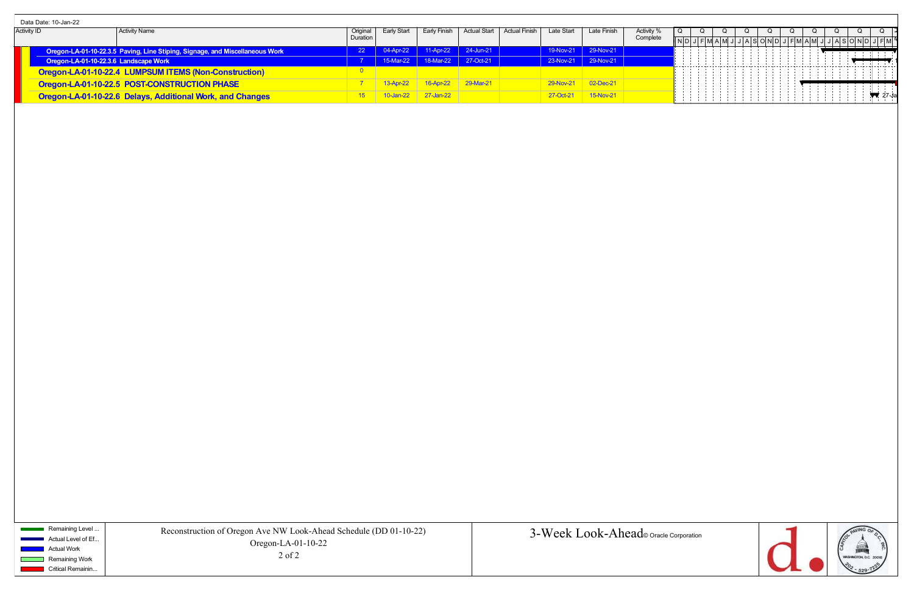Data Date: 10-Jan-22

| Activity ID | Activity Name | Original Duration | Early Start | Early Finish | Actual Start | Actual Finish | Late Start | Late Finish | Activity % Complete |
|---|---|---|---|---|---|---|---|---|---|
| Oregon-LA-01-10-22.3.5 | Paving, Line Stiping, Signage, and Miscellaneous Work | 22 | 04-Apr-22 | 11-Apr-22 | 24-Jun-21 | | 19-Nov-21 | 29-Nov-21 | |
| Oregon-LA-01-10-22.3.6 | Landscape Work | 7 | 15-Mar-22 | 18-Mar-22 | 27-Oct-21 | | 23-Nov-21 | 29-Nov-21 | |
| **Oregon-LA-01-10-22.4** | **LUMPSUM ITEMS (Non-Construction)** | 0 | | | | | | | |
| **Oregon-LA-01-10-22.5** | **POST-CONSTRUCTION PHASE** | 7 | 13-Apr-22 | 16-Apr-22 | 29-Mar-21 | | 29-Nov-21 | 02-Dec-21 | |
| **Oregon-LA-01-10-22.6** | **Delays, Additional Work, and Changes** | 15 | 10-Jan-22 | 27-Jan-22 | | | 27-Oct-21 | 15-Nov-21 | |

Legend: Remaining Level ... / Actual Level of Ef... / Actual Work / Remaining Work / Critical Remainin...

Reconstruction of Oregon Ave NW Look-Ahead Schedule (DD 01-10-22)

Oregon-LA-01-10-22

3-Week Look-Ahead © Oracle Corporation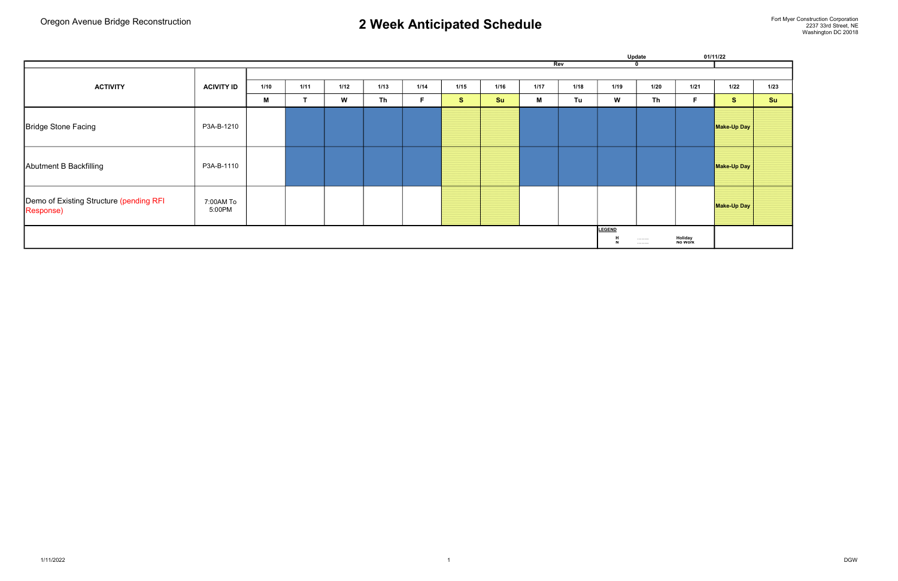Oregon Avenue Bridge Reconstruction

# 2 Week Anticipated Schedule

Fort Myer Construction Corporation
2237 33rd Street, NE
Washington DC 20018

Update 01/11/22

Rev 0

| ACTIVITY | ACIVITY ID | 1/10 | 1/11 | 1/12 | 1/13 | 1/14 | 1/15 | 1/16 | 1/17 | 1/18 | 1/19 | 1/20 | 1/21 | 1/22 | 1/23 |
|---|---|---|---|---|---|---|---|---|---|---|---|---|---|---|---|
| | | M | T | W | Th | F | S | Su | M | Tu | W | Th | F | S | Su |
| Bridge Stone Facing | P3A-B-1210 | | | | | | | | | | | | | Make-Up Day | |
| Abutment B Backfilling | P3A-B-1110 | | | | | | | | | | | | | Make-Up Day | |
| Demo of Existing Structure (pending RFI Response) | 7:00AM To 5:00PM | | | | | | | | | | | | | Make-Up Day | |

LEGEND
H ........ Holiday
N ........ No Work